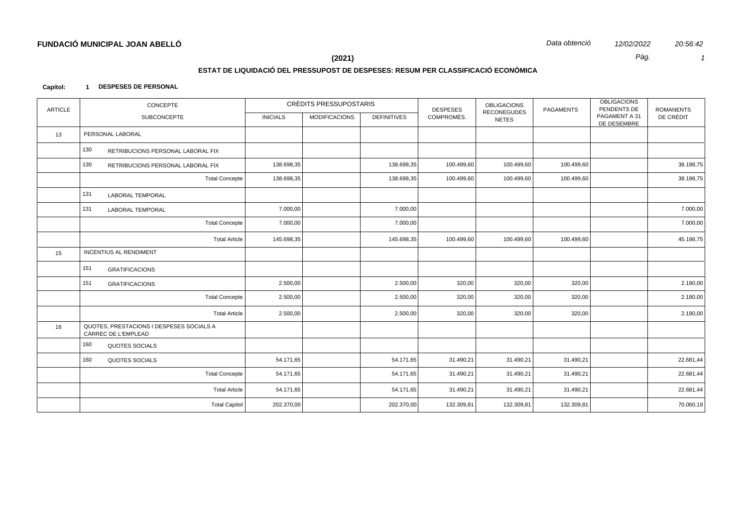# FUNDACIÓ MUNICIPAL JOAN ABELLÓ

*Data obtenció* *12/02/2022* *20:56:42*

**(2021)**

## ESTAT DE LIQUIDACIÓ DEL PRESSUPOST DE DESPESES: RESUM PER CLASSIFICACIÓ ECONÒMICA

**Capítol: 1 DESPESES DE PERSONAL**

| ARTICLE | CONCEPTE / SUBCONCEPTE | CRÈDITS PRESSUPOSTARIS INICIALS | MODIFICACIONS | DEFINITIVES | DESPESES COMPROMÈS. | OBLIGACIONS RECONEGUDES NETES | PAGAMENTS | OBLIGACIONS PENDENTS DE PAGAMENT A 31 DE DESEMBRE | ROMANENTS DE CRÈDIT |
|---|---|---|---|---|---|---|---|---|---|
| 13 | PERSONAL LABORAL | | | | | | | | |
| | 130 RETRIBUCIONS PERSONAL LABORAL FIX | | | | | | | | |
| | 130 RETRIBUCIONS PERSONAL LABORAL FIX | 138.698,35 | | 138.698,35 | 100.499,60 | 100.499,60 | 100.499,60 | | 38.198,75 |
| | Total Concepte | 138.698,35 | | 138.698,35 | 100.499,60 | 100.499,60 | 100.499,60 | | 38.198,75 |
| | 131 LABORAL TEMPORAL | | | | | | | | |
| | 131 LABORAL TEMPORAL | 7.000,00 | | 7.000,00 | | | | | 7.000,00 |
| | Total Concepte | 7.000,00 | | 7.000,00 | | | | | 7.000,00 |
| | Total Article | 145.698,35 | | 145.698,35 | 100.499,60 | 100.499,60 | 100.499,60 | | 45.198,75 |
| 15 | INCENTIUS AL RENDIMENT | | | | | | | | |
| | 151 GRATIFICACIONS | | | | | | | | |
| | 151 GRATIFICACIONS | 2.500,00 | | 2.500,00 | 320,00 | 320,00 | 320,00 | | 2.180,00 |
| | Total Concepte | 2.500,00 | | 2.500,00 | 320,00 | 320,00 | 320,00 | | 2.180,00 |
| | Total Article | 2.500,00 | | 2.500,00 | 320,00 | 320,00 | 320,00 | | 2.180,00 |
| 16 | QUOTES, PRESTACIONS I DESPESES SOCIALS A CÀRREC DE L'EMPLEAD | | | | | | | | |
| | 160 QUOTES SOCIALS | | | | | | | | |
| | 160 QUOTES SOCIALS | 54.171,65 | | 54.171,65 | 31.490,21 | 31.490,21 | 31.490,21 | | 22.681,44 |
| | Total Concepte | 54.171,65 | | 54.171,65 | 31.490,21 | 31.490,21 | 31.490,21 | | 22.681,44 |
| | Total Article | 54.171,65 | | 54.171,65 | 31.490,21 | 31.490,21 | 31.490,21 | | 22.681,44 |
| | Total Capítol | 202.370,00 | | 202.370,00 | 132.309,81 | 132.309,81 | 132.309,81 | | 70.060,19 |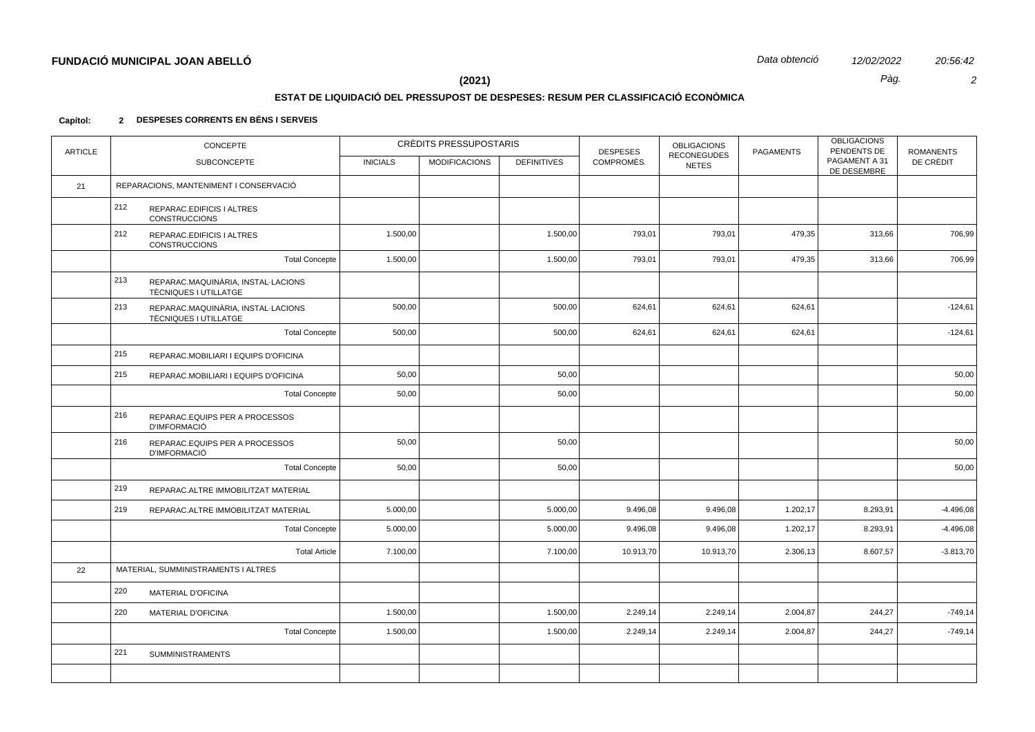**FUNDACIÓ MUNICIPAL JOAN ABELLÓ**

*Data obtenció* *12/02/2022* *20:56:42*

**(2021)**

## ESTAT DE LIQUIDACIÓ DEL PRESSUPOST DE DESPESES: RESUM PER CLASSIFICACIÓ ECONÒMICA

**Capítol: 2 DESPESES CORRENTS EN BÉNS I SERVEIS**

| ARTICLE | CONCEPTE / SUBCONCEPTE | CRÈDITS PRESSUPOSTARIS | | | DESPESES COMPROMÈS. | OBLIGACIONS RECONEGUDES NETES | PAGAMENTS | OBLIGACIONS PENDENTS DE PAGAMENT A 31 DE DESEMBRE | ROMANENTS DE CRÈDIT |
|---|---|---|---|---|---|---|---|---|---|
| | | INICIALS | MODIFICACIONS | DEFINITIVES | | | | | |
| 21 | REPARACIONS, MANTENIMENT I CONSERVACIÓ | | | | | | | | |
| | 212 REPARAC.EDIFICIS I ALTRES CONSTRUCCIONS | | | | | | | | |
| | 212 REPARAC.EDIFICIS I ALTRES CONSTRUCCIONS | 1.500,00 | | 1.500,00 | 793,01 | 793,01 | 479,35 | 313,66 | 706,99 |
| | Total Concepte | 1.500,00 | | 1.500,00 | 793,01 | 793,01 | 479,35 | 313,66 | 706,99 |
| | 213 REPARAC.MAQUINÀRIA, INSTAL·LACIONS TÈCNIQUES I UTILLATGE | | | | | | | | |
| | 213 REPARAC.MAQUINÀRIA, INSTAL·LACIONS TÈCNIQUES I UTILLATGE | 500,00 | | 500,00 | 624,61 | 624,61 | 624,61 | | -124,61 |
| | Total Concepte | 500,00 | | 500,00 | 624,61 | 624,61 | 624,61 | | -124,61 |
| | 215 REPARAC.MOBILIARI I EQUIPS D'OFICINA | | | | | | | | |
| | 215 REPARAC.MOBILIARI I EQUIPS D'OFICINA | 50,00 | | 50,00 | | | | | 50,00 |
| | Total Concepte | 50,00 | | 50,00 | | | | | 50,00 |
| | 216 REPARAC.EQUIPS PER A PROCESSOS D'IMFORMACIÓ | | | | | | | | |
| | 216 REPARAC.EQUIPS PER A PROCESSOS D'IMFORMACIÓ | 50,00 | | 50,00 | | | | | 50,00 |
| | Total Concepte | 50,00 | | 50,00 | | | | | 50,00 |
| | 219 REPARAC.ALTRE IMMOBILITZAT MATERIAL | | | | | | | | |
| | 219 REPARAC.ALTRE IMMOBILITZAT MATERIAL | 5.000,00 | | 5.000,00 | 9.496,08 | 9.496,08 | 1.202,17 | 8.293,91 | -4.496,08 |
| | Total Concepte | 5.000,00 | | 5.000,00 | 9.496,08 | 9.496,08 | 1.202,17 | 8.293,91 | -4.496,08 |
| | Total Article | 7.100,00 | | 7.100,00 | 10.913,70 | 10.913,70 | 2.306,13 | 8.607,57 | -3.813,70 |
| 22 | MATERIAL, SUMMINISTRAMENTS I ALTRES | | | | | | | | |
| | 220 MATERIAL D'OFICINA | | | | | | | | |
| | 220 MATERIAL D'OFICINA | 1.500,00 | | 1.500,00 | 2.249,14 | 2.249,14 | 2.004,87 | 244,27 | -749,14 |
| | Total Concepte | 1.500,00 | | 1.500,00 | 2.249,14 | 2.249,14 | 2.004,87 | 244,27 | -749,14 |
| | 221 SUMMINISTRAMENTS | | | | | | | | |
| | | | | | | | | | |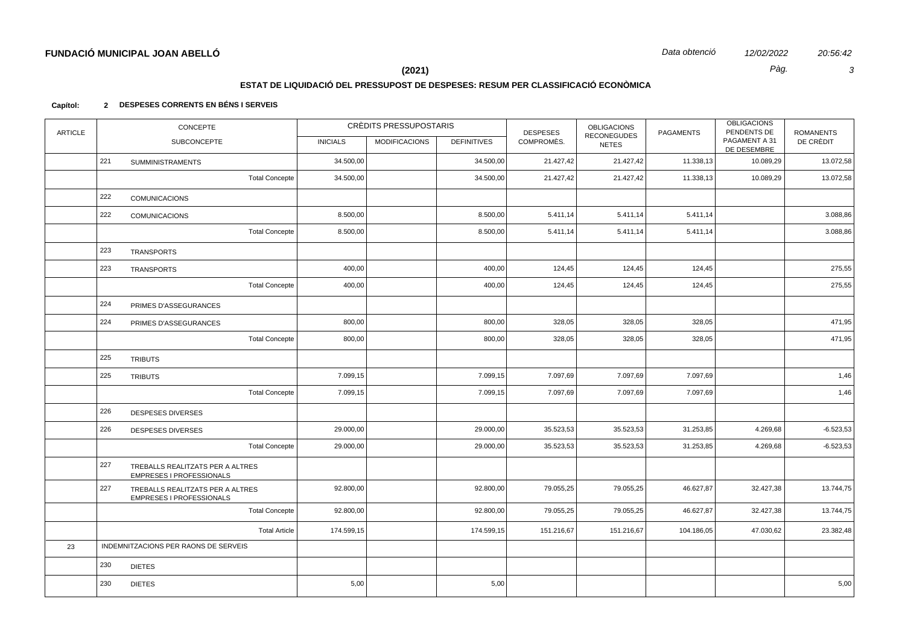**FUNDACIÓ MUNICIPAL JOAN ABELLÓ**

*Data obtenció* *12/02/2022* *20:56:42*

**(2021)**

## ESTAT DE LIQUIDACIÓ DEL PRESSUPOST DE DESPESES: RESUM PER CLASSIFICACIÓ ECONÒMICA

**Capítol: 2 DESPESES CORRENTS EN BÉNS I SERVEIS**

| ARTICLE | CONCEPTE / SUBCONCEPTE | | CRÈDITS PRESSUPOSTARIS | | | DESPESES COMPROMÈS. | OBLIGACIONS RECONEGUDES NETES | PAGAMENTS | OBLIGACIONS PENDENTS DE PAGAMENT A 31 DE DESEMBRE | ROMANENTS DE CRÈDIT |
|---|---|---|---|---|---|---|---|---|---|---|
| | | | INICIALS | MODIFICACIONS | DEFINITIVES | | | | | |
| | 221 | SUMINISTRAMENTS | 34.500,00 | | 34.500,00 | 21.427,42 | 21.427,42 | 11.338,13 | 10.089,29 | 13.072,58 |
| | | Total Concepte | 34.500,00 | | 34.500,00 | 21.427,42 | 21.427,42 | 11.338,13 | 10.089,29 | 13.072,58 |
| | 222 | COMUNICACIONS | | | | | | | | |
| | 222 | COMUNICACIONS | 8.500,00 | | 8.500,00 | 5.411,14 | 5.411,14 | 5.411,14 | | 3.088,86 |
| | | Total Concepte | 8.500,00 | | 8.500,00 | 5.411,14 | 5.411,14 | 5.411,14 | | 3.088,86 |
| | 223 | TRANSPORTS | | | | | | | | |
| | 223 | TRANSPORTS | 400,00 | | 400,00 | 124,45 | 124,45 | 124,45 | | 275,55 |
| | | Total Concepte | 400,00 | | 400,00 | 124,45 | 124,45 | 124,45 | | 275,55 |
| | 224 | PRIMES D'ASSEGURANCES | | | | | | | | |
| | 224 | PRIMES D'ASSEGURANCES | 800,00 | | 800,00 | 328,05 | 328,05 | 328,05 | | 471,95 |
| | | Total Concepte | 800,00 | | 800,00 | 328,05 | 328,05 | 328,05 | | 471,95 |
| | 225 | TRIBUTS | | | | | | | | |
| | 225 | TRIBUTS | 7.099,15 | | 7.099,15 | 7.097,69 | 7.097,69 | 7.097,69 | | 1,46 |
| | | Total Concepte | 7.099,15 | | 7.099,15 | 7.097,69 | 7.097,69 | 7.097,69 | | 1,46 |
| | 226 | DESPESES DIVERSES | | | | | | | | |
| | 226 | DESPESES DIVERSES | 29.000,00 | | 29.000,00 | 35.523,53 | 35.523,53 | 31.253,85 | 4.269,68 | -6.523,53 |
| | | Total Concepte | 29.000,00 | | 29.000,00 | 35.523,53 | 35.523,53 | 31.253,85 | 4.269,68 | -6.523,53 |
| | 227 | TREBALLS REALITZATS PER A ALTRES EMPRESES I PROFESSIONALS | | | | | | | | |
| | 227 | TREBALLS REALITZATS PER A ALTRES EMPRESES I PROFESSIONALS | 92.800,00 | | 92.800,00 | 79.055,25 | 79.055,25 | 46.627,87 | 32.427,38 | 13.744,75 |
| | | Total Concepte | 92.800,00 | | 92.800,00 | 79.055,25 | 79.055,25 | 46.627,87 | 32.427,38 | 13.744,75 |
| | | Total Article | 174.599,15 | | 174.599,15 | 151.216,67 | 151.216,67 | 104.186,05 | 47.030,62 | 23.382,48 |
| 23 | INDEMNITZACIONS PER RAONS DE SERVEIS | | | | | | | | | |
| | 230 | DIETES | | | | | | | | |
| | 230 | DIETES | 5,00 | | 5,00 | | | | | 5,00 |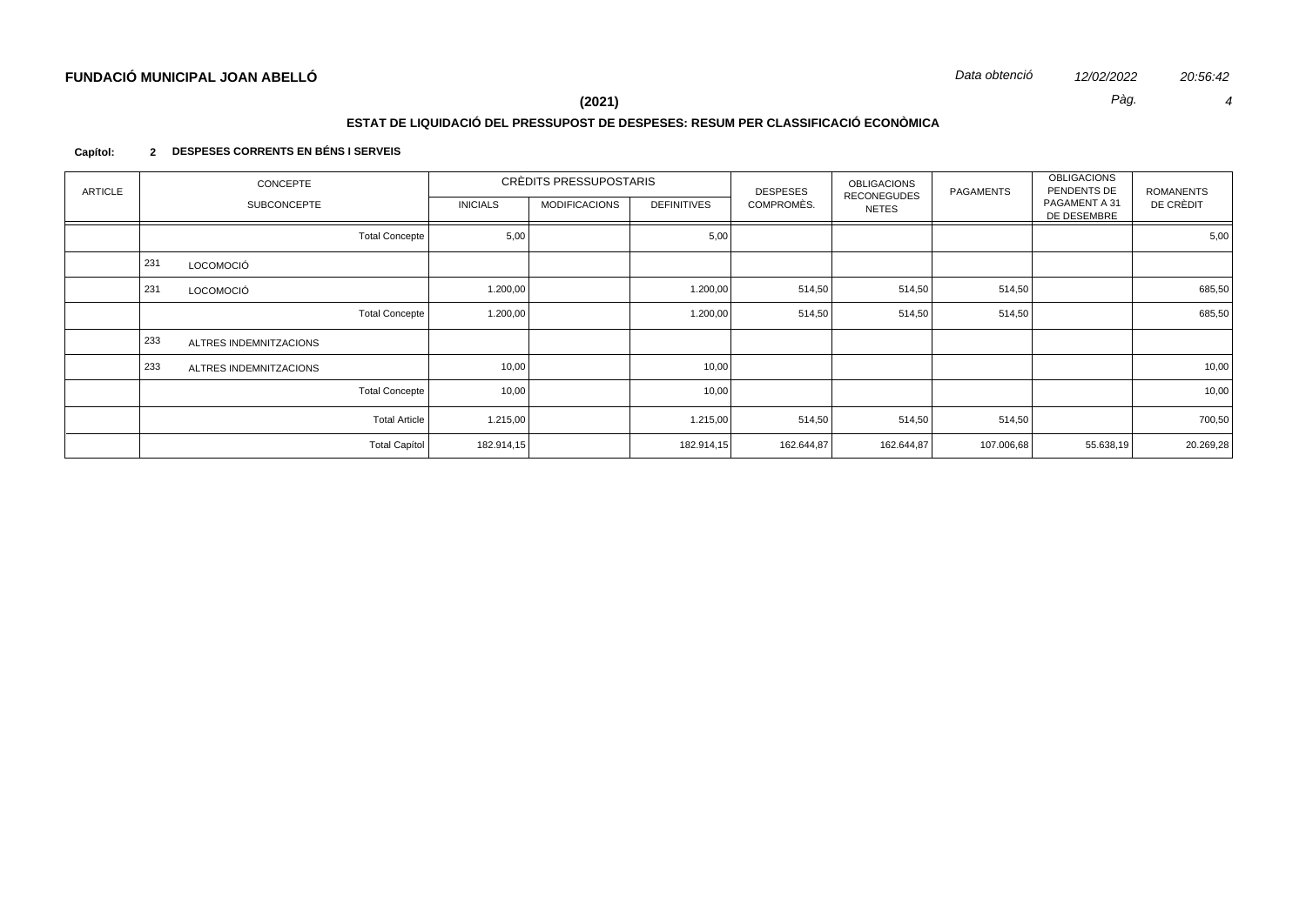**FUNDACIÓ MUNICIPAL JOAN ABELLÓ**

*Data obtenció* *12/02/2022* *20:56:42*

**(2021)**

## ESTAT DE LIQUIDACIÓ DEL PRESSUPOST DE DESPESES: RESUM PER CLASSIFICACIÓ ECONÒMICA

**Capítol: 2 DESPESES CORRENTS EN BÉNS I SERVEIS**

| ARTICLE | CONCEPTE / SUBCONCEPTE | CRÈDITS PRESSUPOSTARIS INICIALS | MODIFICACIONS | DEFINITIVES | DESPESES COMPROMÈS. | OBLIGACIONS RECONEGUDES NETES | PAGAMENTS | OBLIGACIONS PENDENTS DE PAGAMENT A 31 DE DESEMBRE | ROMANENTS DE CRÈDIT |
|---|---|---|---|---|---|---|---|---|---|
| | Total Concepte | 5,00 | | 5,00 | | | | | 5,00 |
| | 231 LOCOMOCIÓ | | | | | | | | |
| | 231 LOCOMOCIÓ | 1.200,00 | | 1.200,00 | 514,50 | 514,50 | 514,50 | | 685,50 |
| | Total Concepte | 1.200,00 | | 1.200,00 | 514,50 | 514,50 | 514,50 | | 685,50 |
| | 233 ALTRES INDEMNITZACIONS | | | | | | | | |
| | 233 ALTRES INDEMNITZACIONS | 10,00 | | 10,00 | | | | | 10,00 |
| | Total Concepte | 10,00 | | 10,00 | | | | | 10,00 |
| | Total Article | 1.215,00 | | 1.215,00 | 514,50 | 514,50 | 514,50 | | 700,50 |
| | Total Capítol | 182.914,15 | | 182.914,15 | 162.644,87 | 162.644,87 | 107.006,68 | 55.638,19 | 20.269,28 |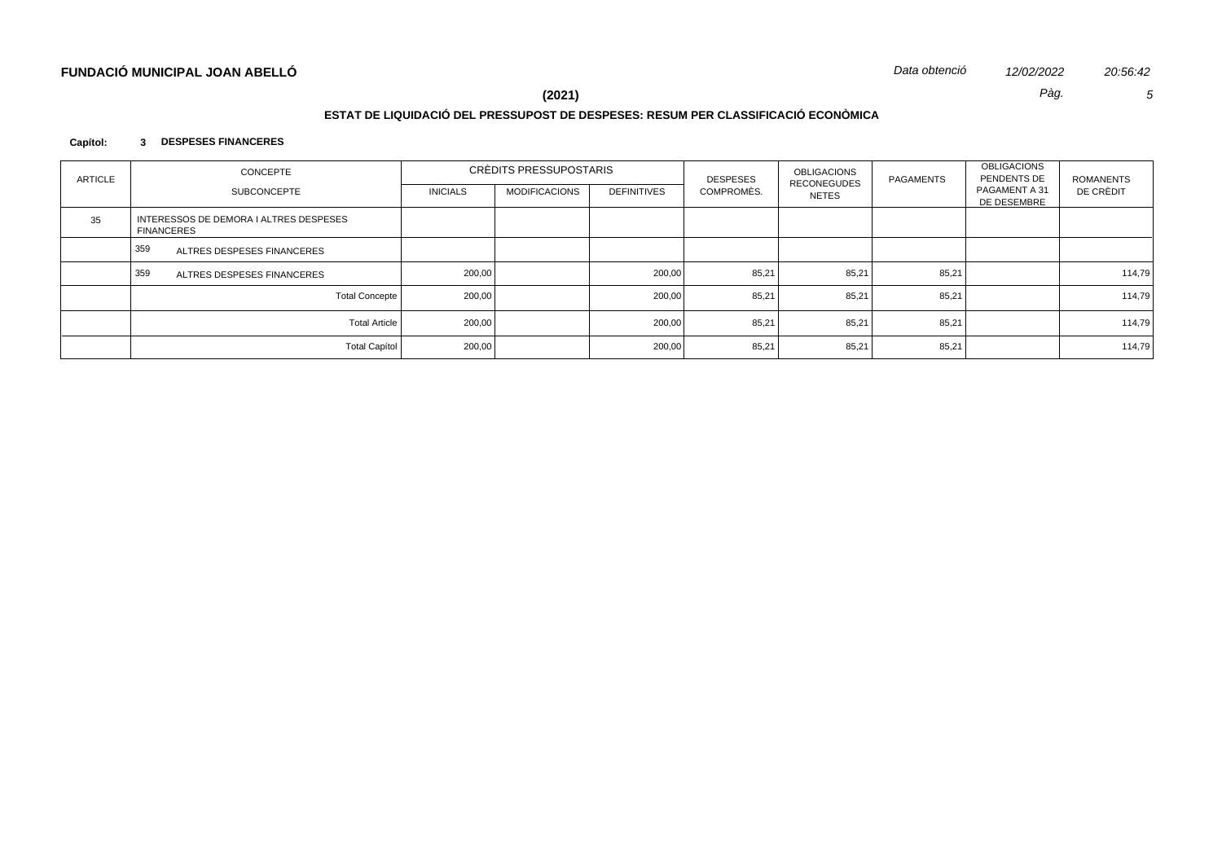**FUNDACIÓ MUNICIPAL JOAN ABELLÓ**

*Data obtenció* *12/02/2022* *20:56:42*

**(2021)**

## ESTAT DE LIQUIDACIÓ DEL PRESSUPOST DE DESPESES: RESUM PER CLASSIFICACIÓ ECONÒMICA

**Capítol: 3 DESPESES FINANCERES**

| ARTICLE | CONCEPTE / SUBCONCEPTE | CRÈDITS PRESSUPOSTARIS | | | DESPESES COMPROMÈS. | OBLIGACIONS RECONEGUDES NETES | PAGAMENTS | OBLIGACIONS PENDENTS DE PAGAMENT A 31 DE DESEMBRE | ROMANENTS DE CRÈDIT |
|---|---|---|---|---|---|---|---|---|---|
| | | INICIALS | MODIFICACIONS | DEFINITIVES | | | | | |
| 35 | INTERESSOS DE DEMORA I ALTRES DESPESES FINANCERES | | | | | | | | |
| | 359 ALTRES DESPESES FINANCERES | | | | | | | | |
| | 359 ALTRES DESPESES FINANCERES | 200,00 | | 200,00 | 85,21 | 85,21 | 85,21 | | 114,79 |
| | Total Concepte | 200,00 | | 200,00 | 85,21 | 85,21 | 85,21 | | 114,79 |
| | Total Article | 200,00 | | 200,00 | 85,21 | 85,21 | 85,21 | | 114,79 |
| | Total Capítol | 200,00 | | 200,00 | 85,21 | 85,21 | 85,21 | | 114,79 |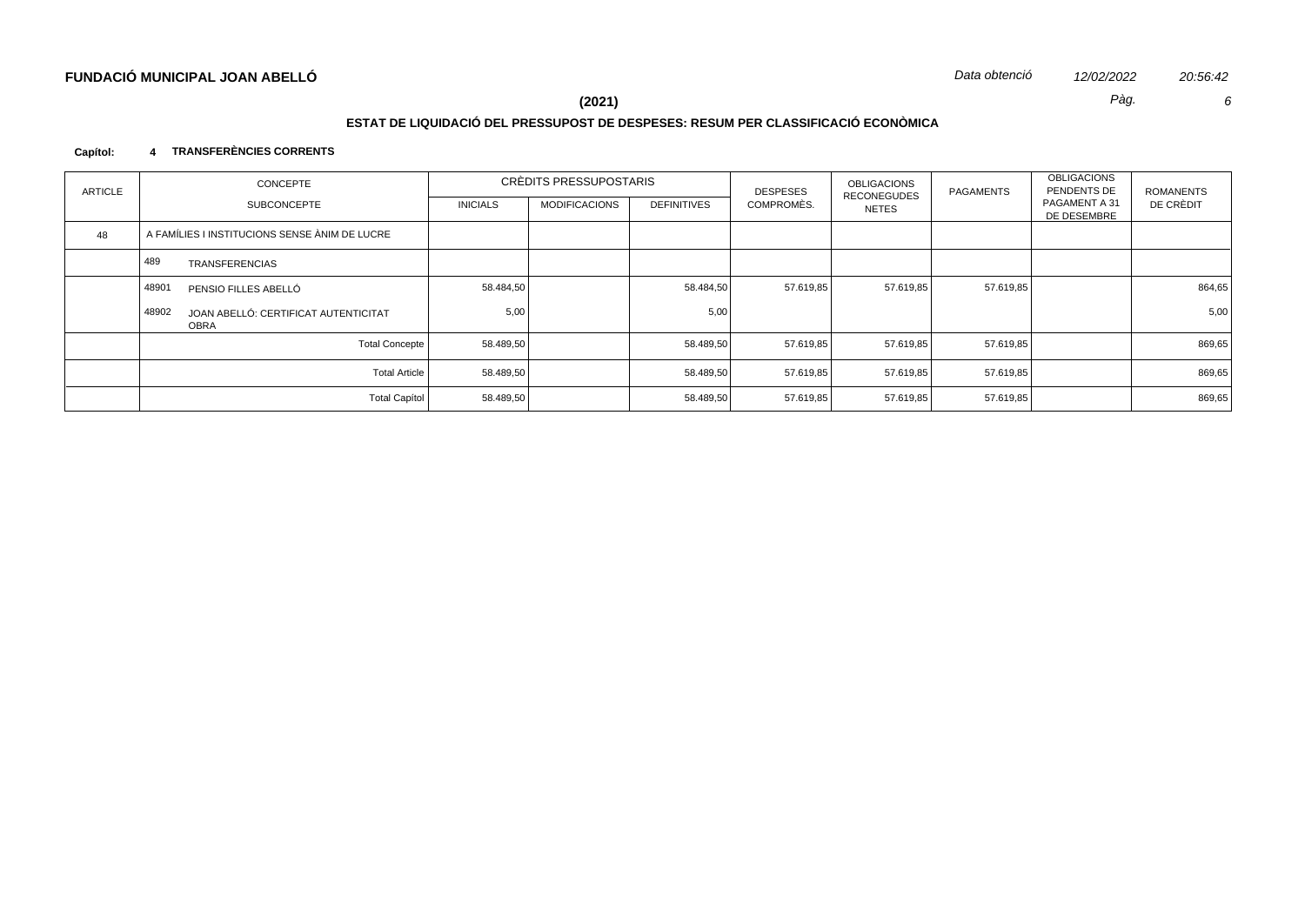**FUNDACIÓ MUNICIPAL JOAN ABELLÓ**

*Data obtenció* *12/02/2022* *20:56:42*

**(2021)**

## ESTAT DE LIQUIDACIÓ DEL PRESSUPOST DE DESPESES: RESUM PER CLASSIFICACIÓ ECONÒMICA

**Capítol: 4 TRANSFERÈNCIES CORRENTS**

| ARTICLE | CONCEPTE | CRÈDITS PRESSUPOSTARIS | | | DESPESES | OBLIGACIONS | PAGAMENTS | OBLIGACIONS PENDENTS DE | ROMANENTS |
|---|---|---|---|---|---|---|---|---|---|
| | SUBCONCEPTE | INICIALS | MODIFICACIONS | DEFINITIVES | COMPROMÈS. | RECONEGUDES NETES | | PAGAMENT A 31 DE DESEMBRE | DE CRÈDIT |
| 48 | A FAMÍLIES I INSTITUCIONS SENSE ÀNIM DE LUCRE | | | | | | | | |
| | 489 TRANSFERENCIAS | | | | | | | | |
| | 48901 PENSIO FILLES ABELLÓ | 58.484,50 | | 58.484,50 | 57.619,85 | 57.619,85 | 57.619,85 | | 864,65 |
| | 48902 JOAN ABELLÓ: CERTIFICAT AUTENTICITAT OBRA | 5,00 | | 5,00 | | | | | 5,00 |
| | Total Concepte | 58.489,50 | | 58.489,50 | 57.619,85 | 57.619,85 | 57.619,85 | | 869,65 |
| | Total Article | 58.489,50 | | 58.489,50 | 57.619,85 | 57.619,85 | 57.619,85 | | 869,65 |
| | Total Capítol | 58.489,50 | | 58.489,50 | 57.619,85 | 57.619,85 | 57.619,85 | | 869,65 |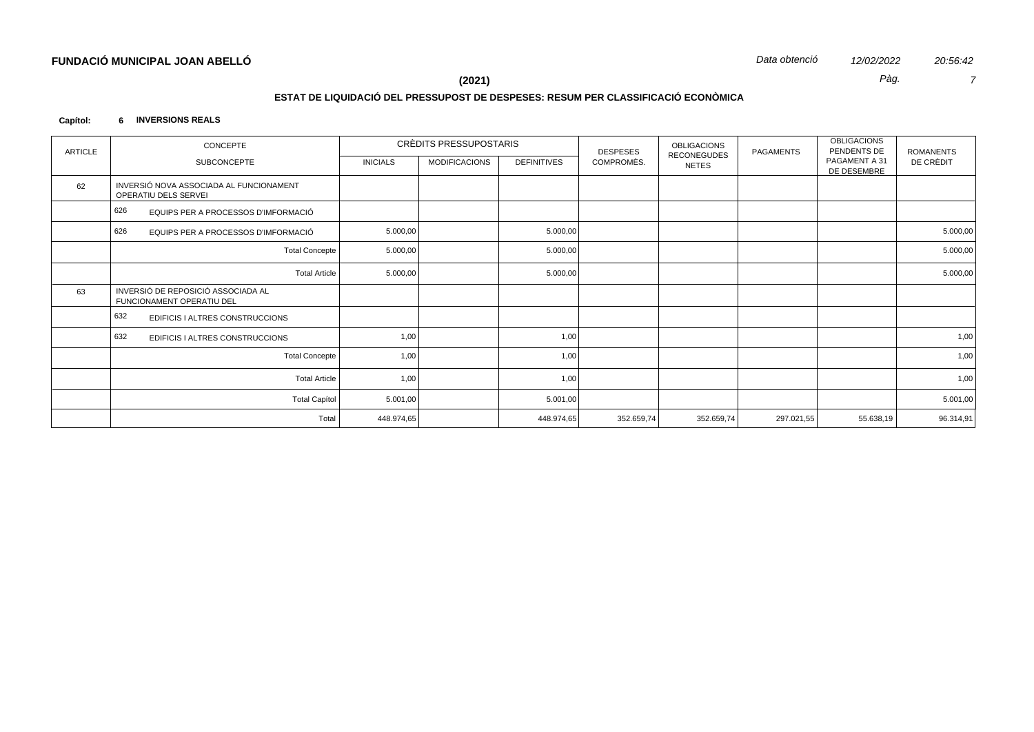# FUNDACIÓ MUNICIPAL JOAN ABELLÓ

*Data obtenció* *12/02/2022* *20:56:42*

**(2021)**

## ESTAT DE LIQUIDACIÓ DEL PRESSUPOST DE DESPESES: RESUM PER CLASSIFICACIÓ ECONÒMICA

**Capítol: 6 INVERSIONS REALS**

| ARTICLE | CONCEPTE / SUBCONCEPTE | CRÈDITS PRESSUPOSTARIS INICIALS | MODIFICACIONS | DEFINITIVES | DESPESES COMPROMÈS. | OBLIGACIONS RECONEGUDES NETES | PAGAMENTS | OBLIGACIONS PENDENTS DE PAGAMENT A 31 DE DESEMBRE | ROMANENTS DE CRÈDIT |
|---|---|---|---|---|---|---|---|---|---|
| 62 | INVERSIÓ NOVA ASSOCIADA AL FUNCIONAMENT OPERATIU DELS SERVEI | | | | | | | | |
| | 626 EQUIPS PER A PROCESSOS D'IMFORMACIÓ | | | | | | | | |
| | 626 EQUIPS PER A PROCESSOS D'IMFORMACIÓ | 5.000,00 | | 5.000,00 | | | | | 5.000,00 |
| | Total Concepte | 5.000,00 | | 5.000,00 | | | | | 5.000,00 |
| | Total Article | 5.000,00 | | 5.000,00 | | | | | 5.000,00 |
| 63 | INVERSIÓ DE REPOSICIÓ ASSOCIADA AL FUNCIONAMENT OPERATIU DEL | | | | | | | | |
| | 632 EDIFICIS I ALTRES CONSTRUCCIONS | | | | | | | | |
| | 632 EDIFICIS I ALTRES CONSTRUCCIONS | 1,00 | | 1,00 | | | | | 1,00 |
| | Total Concepte | 1,00 | | 1,00 | | | | | 1,00 |
| | Total Article | 1,00 | | 1,00 | | | | | 1,00 |
| | Total Capítol | 5.001,00 | | 5.001,00 | | | | | 5.001,00 |
| | Total | 448.974,65 | | 448.974,65 | 352.659,74 | 352.659,74 | 297.021,55 | 55.638,19 | 96.314,91 |